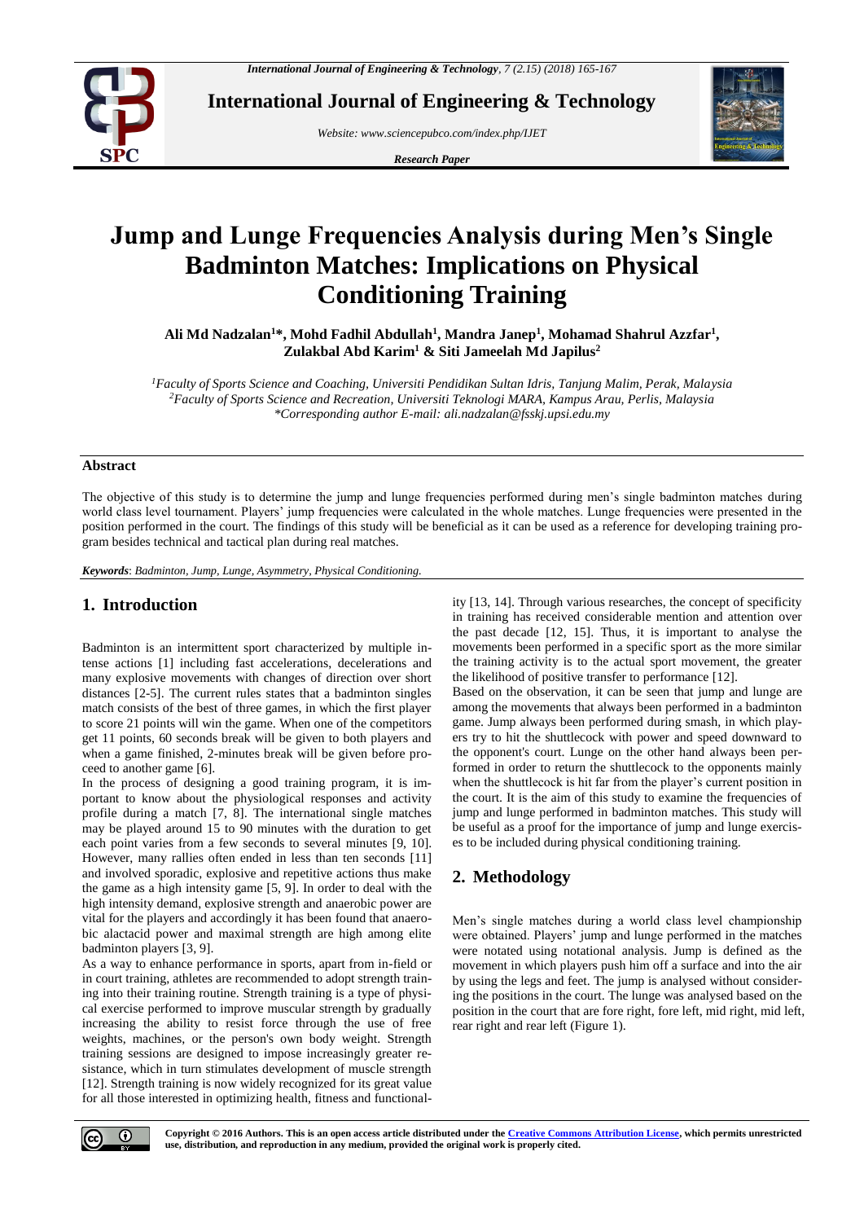# Jump and Lunge Frequencies Analysis during Men's Single Badminton Matches: Implications on Physical Conditioning Training

**Ali Md Nadzalan[1]\*, Mohd Fadhil Abdullah[1], Mandra Janep[1], Mohamad Shahrul Azzfar[1], Zulakbal Abd Karim[1] & Siti Jameelah Md Japilus[2]**

[1]*Faculty of Sports Science and Coaching, Universiti Pendidikan Sultan Idris, Tanjung Malim, Perak, Malaysia*
[2]*Faculty of Sports Science and Recreation, Universiti Teknologi MARA, Kampus Arau, Perlis, Malaysia*
*\*Corresponding author E-mail: ali.nadzalan@fsskj.upsi.edu.my*

## Abstract

The objective of this study is to determine the jump and lunge frequencies performed during men's single badminton matches during world class level tournament. Players' jump frequencies were calculated in the whole matches. Lunge frequencies were presented in the position performed in the court. The findings of this study will be beneficial as it can be used as a reference for developing training program besides technical and tactical plan during real matches.

***Keywords***: *Badminton, Jump, Lunge, Asymmetry, Physical Conditioning.*

## 1. Introduction

Badminton is an intermittent sport characterized by multiple intense actions [1] including fast accelerations, decelerations and many explosive movements with changes of direction over short distances [2-5]. The current rules states that a badminton singles match consists of the best of three games, in which the first player to score 21 points will win the game. When one of the competitors get 11 points, 60 seconds break will be given to both players and when a game finished, 2-minutes break will be given before proceed to another game [6].

In the process of designing a good training program, it is important to know about the physiological responses and activity profile during a match [7, 8]. The international single matches may be played around 15 to 90 minutes with the duration to get each point varies from a few seconds to several minutes [9, 10]. However, many rallies often ended in less than ten seconds [11] and involved sporadic, explosive and repetitive actions thus make the game as a high intensity game [5, 9]. In order to deal with the high intensity demand, explosive strength and anaerobic power are vital for the players and accordingly it has been found that anaerobic alactacid power and maximal strength are high among elite badminton players [3, 9].

As a way to enhance performance in sports, apart from in-field or in court training, athletes are recommended to adopt strength training into their training routine. Strength training is a type of physical exercise performed to improve muscular strength by gradually increasing the ability to resist force through the use of free weights, machines, or the person's own body weight. Strength training sessions are designed to impose increasingly greater resistance, which in turn stimulates development of muscle strength [12]. Strength training is now widely recognized for its great value for all those interested in optimizing health, fitness and functionality [13, 14]. Through various researches, the concept of specificity in training has received considerable mention and attention over the past decade [12, 15]. Thus, it is important to analyse the movements been performed in a specific sport as the more similar the training activity is to the actual sport movement, the greater the likelihood of positive transfer to performance [12].

Based on the observation, it can be seen that jump and lunge are among the movements that always been performed in a badminton game. Jump always been performed during smash, in which players try to hit the shuttlecock with power and speed downward to the opponent's court. Lunge on the other hand always been performed in order to return the shuttlecock to the opponents mainly when the shuttlecock is hit far from the player's current position in the court. It is the aim of this study to examine the frequencies of jump and lunge performed in badminton matches. This study will be useful as a proof for the importance of jump and lunge exercises to be included during physical conditioning training.

## 2. Methodology

Men's single matches during a world class level championship were obtained. Players' jump and lunge performed in the matches were notated using notational analysis. Jump is defined as the movement in which players push him off a surface and into the air by using the legs and feet. The jump is analysed without considering the positions in the court. The lunge was analysed based on the position in the court that are fore right, fore left, mid right, mid left, rear right and rear left (Figure 1).

**Copyright © 2016 Authors. This is an open access article distributed under the Creative Commons Attribution License, which permits unrestricted use, distribution, and reproduction in any medium, provided the original work is properly cited.**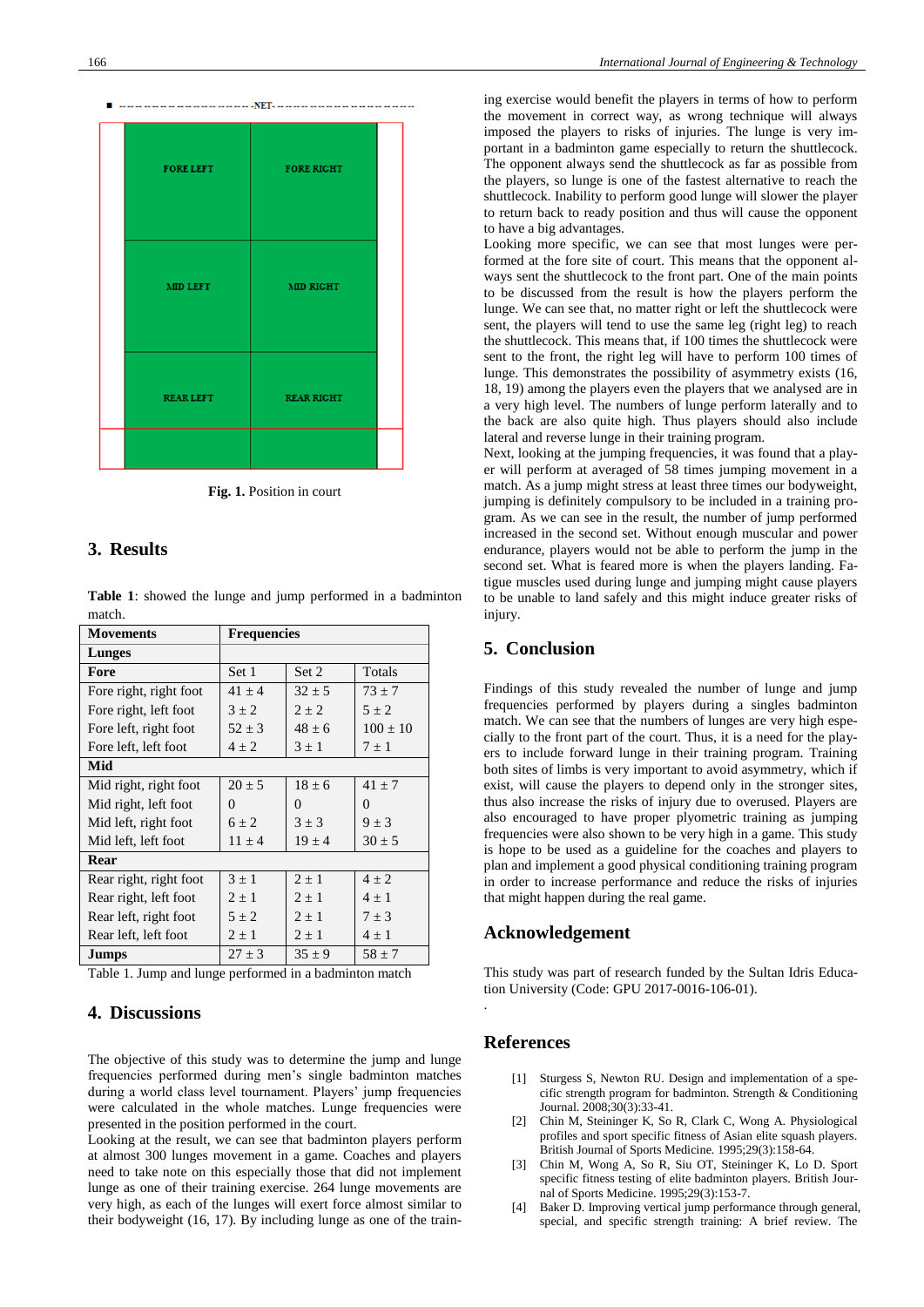-NET-

FORE LEFT

FORE RIGHT

MID LEFT

MID RIGHT

REAR LEFT

REAR RIGHT

**Fig. 1.** Position in court

## 3. Results

**Table 1**: showed the lunge and jump performed in a badminton match.

| Movements | Frequencies | | |
|---|---|---|---|
| **Lunges** | | | |
| **Fore** | Set 1 | Set 2 | Totals |
| Fore right, right foot | 41 ± 4 | 32 ± 5 | 73 ± 7 |
| Fore right, left foot | 3 ± 2 | 2 ± 2 | 5 ± 2 |
| Fore left, right foot | 52 ± 3 | 48 ± 6 | 100 ± 10 |
| Fore left, left foot | 4 ± 2 | 3 ± 1 | 7 ± 1 |
| **Mid** | | | |
| Mid right, right foot | 20 ± 5 | 18 ± 6 | 41 ± 7 |
| Mid right, left foot | 0 | 0 | 0 |
| Mid left, right foot | 6 ± 2 | 3 ± 3 | 9 ± 3 |
| Mid left, left foot | 11 ± 4 | 19 ± 4 | 30 ± 5 |
| **Rear** | | | |
| Rear right, right foot | 3 ± 1 | 2 ± 1 | 4 ± 2 |
| Rear right, left foot | 2 ± 1 | 2 ± 1 | 4 ± 1 |
| Rear left, right foot | 5 ± 2 | 2 ± 1 | 7 ± 3 |
| Rear left, left foot | 2 ± 1 | 2 ± 1 | 4 ± 1 |
| **Jumps** | 27 ± 3 | 35 ± 9 | 58 ± 7 |

Table 1. Jump and lunge performed in a badminton match

## 4. Discussions

The objective of this study was to determine the jump and lunge frequencies performed during men's single badminton matches during a world class level tournament. Players' jump frequencies were calculated in the whole matches. Lunge frequencies were presented in the position performed in the court.

Looking at the result, we can see that badminton players perform at almost 300 lunges movement in a game. Coaches and players need to take note on this especially those that did not implement lunge as one of their training exercise. 264 lunge movements are very high, as each of the lunges will exert force almost similar to their bodyweight (16, 17). By including lunge as one of the training exercise would benefit the players in terms of how to perform the movement in correct way, as wrong technique will always imposed the players to risks of injuries. The lunge is very important in a badminton game especially to return the shuttlecock. The opponent always send the shuttlecock as far as possible from the players, so lunge is one of the fastest alternative to reach the shuttlecock. Inability to perform good lunge will slower the player to return back to ready position and thus will cause the opponent to have a big advantages.

Looking more specific, we can see that most lunges were performed at the fore site of court. This means that the opponent always sent the shuttlecock to the front part. One of the main points to be discussed from the result is how the players perform the lunge. We can see that, no matter right or left the shuttlecock were sent, the players will tend to use the same leg (right leg) to reach the shuttlecock. This means that, if 100 times the shuttlecock were sent to the front, the right leg will have to perform 100 times of lunge. This demonstrates the possibility of asymmetry exists (16, 18, 19) among the players even the players that we analysed are in a very high level. The numbers of lunge perform laterally and to the back are also quite high. Thus players should also include lateral and reverse lunge in their training program.

Next, looking at the jumping frequencies, it was found that a player will perform at averaged of 58 times jumping movement in a match. As a jump might stress at least three times our bodyweight, jumping is definitely compulsory to be included in a training program. As we can see in the result, the number of jump performed increased in the second set. Without enough muscular and power endurance, players would not be able to perform the jump in the second set. What is feared more is when the players landing. Fatigue muscles used during lunge and jumping might cause players to be unable to land safely and this might induce greater risks of injury.

## 5. Conclusion

Findings of this study revealed the number of lunge and jump frequencies performed by players during a singles badminton match. We can see that the numbers of lunges are very high especially to the front part of the court. Thus, it is a need for the players to include forward lunge in their training program. Training both sites of limbs is very important to avoid asymmetry, which if exist, will cause the players to depend only in the stronger sites, thus also increase the risks of injury due to overused. Players are also encouraged to have proper plyometric training as jumping frequencies were also shown to be very high in a game. This study is hope to be used as a guideline for the coaches and players to plan and implement a good physical conditioning training program in order to increase performance and reduce the risks of injuries that might happen during the real game.

## Acknowledgement

This study was part of research funded by the Sultan Idris Education University (Code: GPU 2017-0016-106-01).

.

## References

[1] Sturgess S, Newton RU. Design and implementation of a specific strength program for badminton. Strength & Conditioning Journal. 2008;30(3):33-41.

[2] Chin M, Steininger K, So R, Clark C, Wong A. Physiological profiles and sport specific fitness of Asian elite squash players. British Journal of Sports Medicine. 1995;29(3):158-64.

[3] Chin M, Wong A, So R, Siu OT, Steininger K, Lo D. Sport specific fitness testing of elite badminton players. British Journal of Sports Medicine. 1995;29(3):153-7.

[4] Baker D. Improving vertical jump performance through general, special, and specific strength training: A brief review. The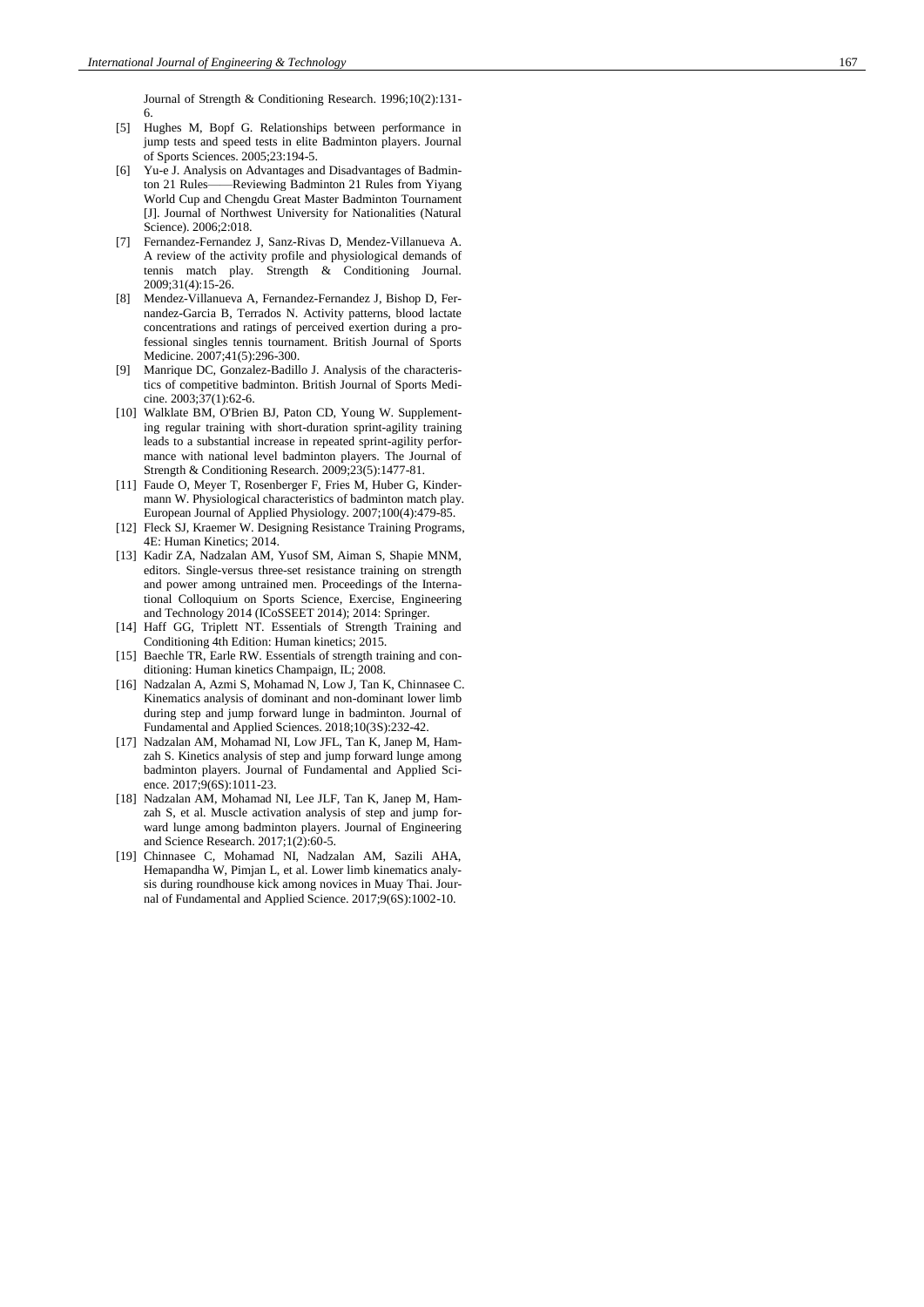Journal of Strength & Conditioning Research. 1996;10(2):131-6.

[5] Hughes M, Bopf G. Relationships between performance in jump tests and speed tests in elite Badminton players. Journal of Sports Sciences. 2005;23:194-5.

[6] Yu-e J. Analysis on Advantages and Disadvantages of Badminton 21 Rules——Reviewing Badminton 21 Rules from Yiyang World Cup and Chengdu Great Master Badminton Tournament [J]. Journal of Northwest University for Nationalities (Natural Science). 2006;2:018.

[7] Fernandez-Fernandez J, Sanz-Rivas D, Mendez-Villanueva A. A review of the activity profile and physiological demands of tennis match play. Strength & Conditioning Journal. 2009;31(4):15-26.

[8] Mendez-Villanueva A, Fernandez-Fernandez J, Bishop D, Fernandez-Garcia B, Terrados N. Activity patterns, blood lactate concentrations and ratings of perceived exertion during a professional singles tennis tournament. British Journal of Sports Medicine. 2007;41(5):296-300.

[9] Manrique DC, Gonzalez-Badillo J. Analysis of the characteristics of competitive badminton. British Journal of Sports Medicine. 2003;37(1):62-6.

[10] Walklate BM, O'Brien BJ, Paton CD, Young W. Supplementing regular training with short-duration sprint-agility training leads to a substantial increase in repeated sprint-agility performance with national level badminton players. The Journal of Strength & Conditioning Research. 2009;23(5):1477-81.

[11] Faude O, Meyer T, Rosenberger F, Fries M, Huber G, Kindermann W. Physiological characteristics of badminton match play. European Journal of Applied Physiology. 2007;100(4):479-85.

[12] Fleck SJ, Kraemer W. Designing Resistance Training Programs, 4E: Human Kinetics; 2014.

[13] Kadir ZA, Nadzalan AM, Yusof SM, Aiman S, Shapie MNM, editors. Single-versus three-set resistance training on strength and power among untrained men. Proceedings of the International Colloquium on Sports Science, Exercise, Engineering and Technology 2014 (ICoSSEET 2014); 2014: Springer.

[14] Haff GG, Triplett NT. Essentials of Strength Training and Conditioning 4th Edition: Human kinetics; 2015.

[15] Baechle TR, Earle RW. Essentials of strength training and conditioning: Human kinetics Champaign, IL; 2008.

[16] Nadzalan A, Azmi S, Mohamad N, Low J, Tan K, Chinnasee C. Kinematics analysis of dominant and non-dominant lower limb during step and jump forward lunge in badminton. Journal of Fundamental and Applied Sciences. 2018;10(3S):232-42.

[17] Nadzalan AM, Mohamad NI, Low JFL, Tan K, Janep M, Hamzah S. Kinetics analysis of step and jump forward lunge among badminton players. Journal of Fundamental and Applied Science. 2017;9(6S):1011-23.

[18] Nadzalan AM, Mohamad NI, Lee JLF, Tan K, Janep M, Hamzah S, et al. Muscle activation analysis of step and jump forward lunge among badminton players. Journal of Engineering and Science Research. 2017;1(2):60-5.

[19] Chinnasee C, Mohamad NI, Nadzalan AM, Sazili AHA, Hemapandha W, Pimjan L, et al. Lower limb kinematics analysis during roundhouse kick among novices in Muay Thai. Journal of Fundamental and Applied Science. 2017;9(6S):1002-10.